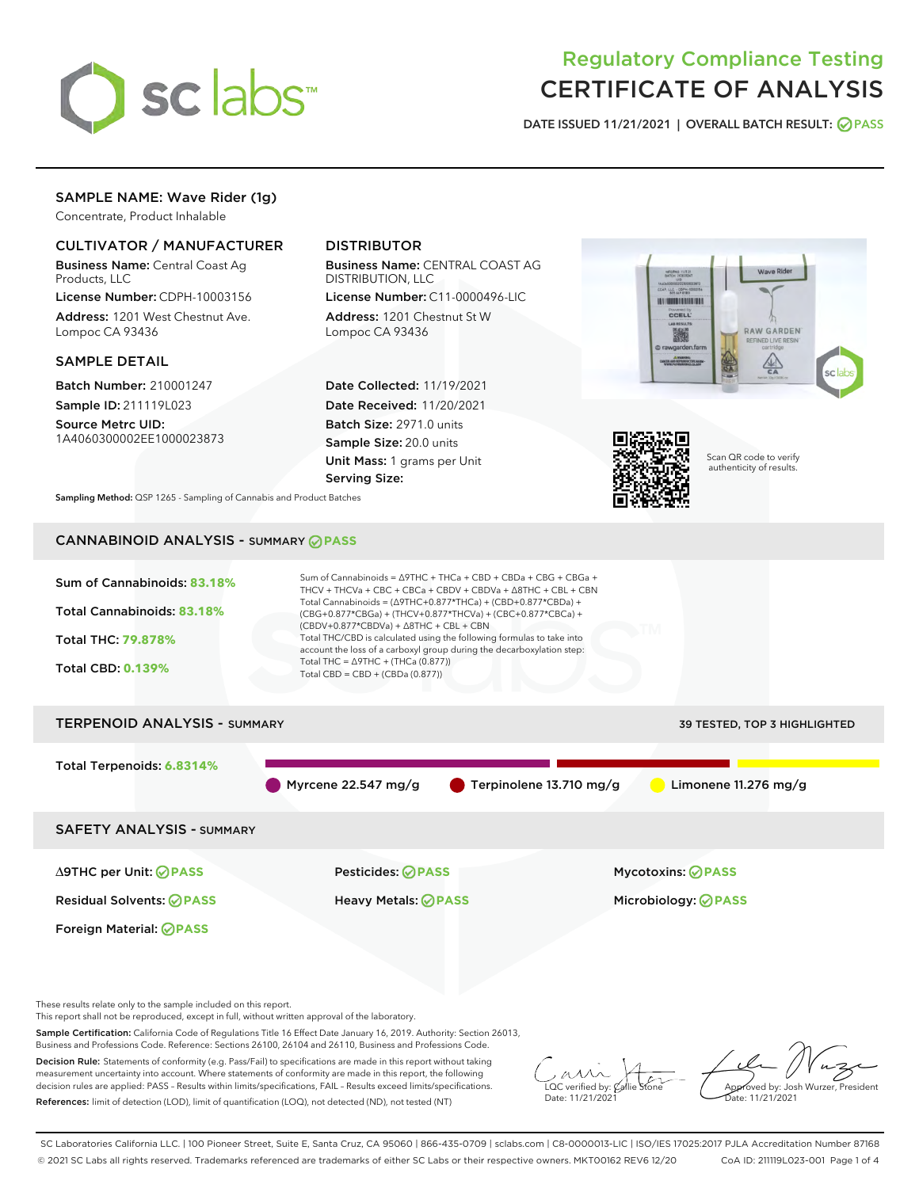# Regulatory Compliance Testing
# CERTIFICATE OF ANALYSIS

DATE ISSUED 11/21/2021 | OVERALL BATCH RESULT: PASS

## SAMPLE NAME: Wave Rider (1g)

Concentrate, Product Inhalable

### CULTIVATOR / MANUFACTURER

**Business Name:** Central Coast Ag Products, LLC

**License Number:** CDPH-10003156

**Address:** 1201 West Chestnut Ave. Lompoc CA 93436

### DISTRIBUTOR

**Business Name:** CENTRAL COAST AG DISTRIBUTION, LLC

**License Number:** C11-0000496-LIC

**Address:** 1201 Chestnut St W Lompoc CA 93436

### SAMPLE DETAIL

**Batch Number:** 210001247

**Sample ID:** 211119L023

**Source Metrc UID:** 1A4060300002EE1000023873

**Date Collected:** 11/19/2021

**Date Received:** 11/20/2021

**Batch Size:** 2971.0 units

**Sample Size:** 20.0 units

**Unit Mass:** 1 grams per Unit

**Serving Size:**

Scan QR code to verify authenticity of results.

**Sampling Method:** QSP 1265 - Sampling of Cannabis and Product Batches

## CANNABINOID ANALYSIS - SUMMARY PASS

Sum of Cannabinoids: **83.18%**

Total Cannabinoids: **83.18%**

Total THC: **79.878%**

Total CBD: **0.139%**

Sum of Cannabinoids = Δ9THC + THCa + CBD + CBDa + CBG + CBGa + THCV + THCVa + CBC + CBCa + CBDV + CBDVa + Δ8THC + CBL + CBN

Total Cannabinoids = (Δ9THC+0.877*THCa) + (CBD+0.877*CBDa) + (CBG+0.877*CBGa) + (THCV+0.877*THCVa) + (CBC+0.877*CBCa) + (CBDV+0.877*CBDVa) + Δ8THC + CBL + CBN

Total THC/CBD is calculated using the following formulas to take into account the loss of a carboxyl group during the decarboxylation step:

Total THC = Δ9THC + (THCa (0.877))

Total CBD = CBD + (CBDa (0.877))

## TERPENOID ANALYSIS - SUMMARY

39 TESTED, TOP 3 HIGHLIGHTED

Total Terpenoids: **6.8314%**

Myrcene 22.547 mg/g | Terpinolene 13.710 mg/g | Limonene 11.276 mg/g

## SAFETY ANALYSIS - SUMMARY

| | | |
|---|---|---|
| Δ9THC per Unit: PASS | Pesticides: PASS | Mycotoxins: PASS |
| Residual Solvents: PASS | Heavy Metals: PASS | Microbiology: PASS |
| Foreign Material: PASS | | |

These results relate only to the sample included on this report.
This report shall not be reproduced, except in full, without written approval of the laboratory.

**Sample Certification:** California Code of Regulations Title 16 Effect Date January 16, 2019. Authority: Section 26013, Business and Professions Code. Reference: Sections 26100, 26104 and 26110, Business and Professions Code.

**Decision Rule:** Statements of conformity (e.g. Pass/Fail) to specifications are made in this report without taking measurement uncertainty into account. Where statements of conformity are made in this report, the following decision rules are applied: PASS – Results within limits/specifications, FAIL – Results exceed limits/specifications.

**References:** limit of detection (LOD), limit of quantification (LOQ), not detected (ND), not tested (NT)

LQC verified by: Callie Stone
Date: 11/21/2021

Approved by: Josh Wurzer, President
Date: 11/21/2021

SC Laboratories California LLC. | 100 Pioneer Street, Suite E, Santa Cruz, CA 95060 | 866-435-0709 | sclabs.com | C8-0000013-LIC | ISO/IES 17025:2017 PJLA Accreditation Number 87168
© 2021 SC Labs all rights reserved. Trademarks referenced are trademarks of either SC Labs or their respective owners. MKT00162 REV6 12/20 CoA ID: 211119L023-001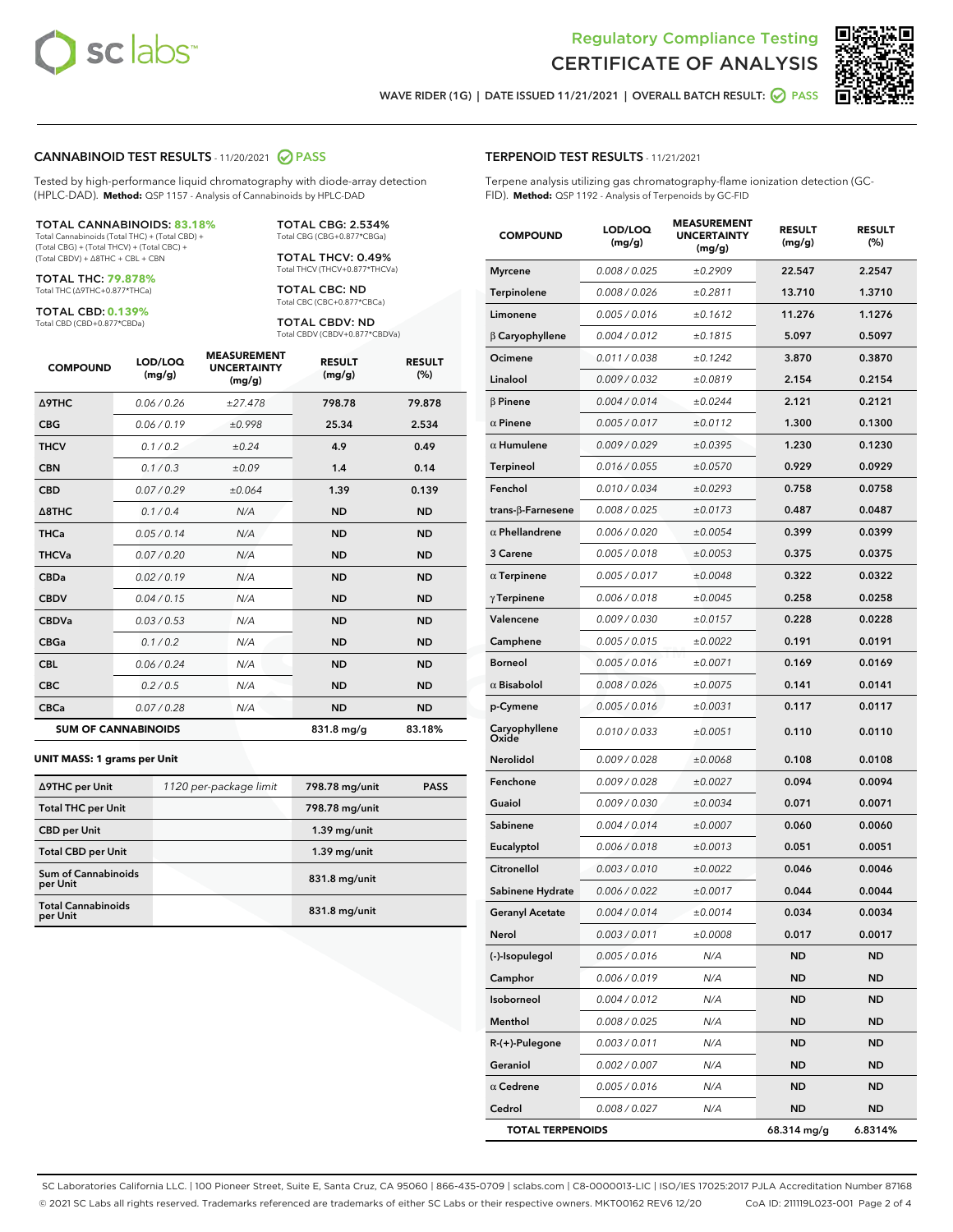# Regulatory Compliance Testing
# CERTIFICATE OF ANALYSIS

WAVE RIDER (1G) | DATE ISSUED 11/21/2021 | OVERALL BATCH RESULT: PASS

## CANNABINOID TEST RESULTS - 11/20/2021 PASS

Tested by high-performance liquid chromatography with diode-array detection (HPLC-DAD). **Method:** QSP 1157 - Analysis of Cannabinoids by HPLC-DAD

**TOTAL CANNABINOIDS: 83.18%**
Total Cannabinoids (Total THC) + (Total CBD) + (Total CBG) + (Total THCV) + (Total CBC) + (Total CBDV) + Δ8THC + CBL + CBN

**TOTAL THC: 79.878%**
Total THC (Δ9THC+0.877*THCa)

**TOTAL CBD: 0.139%**
Total CBD (CBD+0.877*CBDa)

**TOTAL CBG: 2.534%**
Total CBG (CBG+0.877*CBGa)

**TOTAL THCV: 0.49%**
Total THCV (THCV+0.877*THCVa)

**TOTAL CBC: ND**
Total CBC (CBC+0.877*CBCa)

**TOTAL CBDV: ND**
Total CBDV (CBDV+0.877*CBDVa)

| COMPOUND | LOD/LOQ (mg/g) | MEASUREMENT UNCERTAINTY (mg/g) | RESULT (mg/g) | RESULT (%) |
|---|---|---|---|---|
| Δ9THC | 0.06 / 0.26 | ±27.478 | 798.78 | 79.878 |
| CBG | 0.06 / 0.19 | ±0.998 | 25.34 | 2.534 |
| THCV | 0.1 / 0.2 | ±0.24 | 4.9 | 0.49 |
| CBN | 0.1 / 0.3 | ±0.09 | 1.4 | 0.14 |
| CBD | 0.07 / 0.29 | ±0.064 | 1.39 | 0.139 |
| Δ8THC | 0.1 / 0.4 | N/A | ND | ND |
| THCa | 0.05 / 0.14 | N/A | ND | ND |
| THCVa | 0.07 / 0.20 | N/A | ND | ND |
| CBDa | 0.02 / 0.19 | N/A | ND | ND |
| CBDV | 0.04 / 0.15 | N/A | ND | ND |
| CBDVa | 0.03 / 0.53 | N/A | ND | ND |
| CBGa | 0.1 / 0.2 | N/A | ND | ND |
| CBL | 0.06 / 0.24 | N/A | ND | ND |
| CBC | 0.2 / 0.5 | N/A | ND | ND |
| CBCa | 0.07 / 0.28 | N/A | ND | ND |
| **SUM OF CANNABINOIDS** | | | 831.8 mg/g | 83.18% |

**UNIT MASS: 1 grams per Unit**

| | | | |
|---|---|---|---|
| Δ9THC per Unit | 1120 per-package limit | 798.78 mg/unit | PASS |
| Total THC per Unit | | 798.78 mg/unit | |
| CBD per Unit | | 1.39 mg/unit | |
| Total CBD per Unit | | 1.39 mg/unit | |
| Sum of Cannabinoids per Unit | | 831.8 mg/unit | |
| Total Cannabinoids per Unit | | 831.8 mg/unit | |

## TERPENOID TEST RESULTS - 11/21/2021

Terpene analysis utilizing gas chromatography-flame ionization detection (GC-FID). **Method:** QSP 1192 - Analysis of Terpenoids by GC-FID

| COMPOUND | LOD/LOQ (mg/g) | MEASUREMENT UNCERTAINTY (mg/g) | RESULT (mg/g) | RESULT (%) |
|---|---|---|---|---|
| Myrcene | 0.008 / 0.025 | ±0.2909 | 22.547 | 2.2547 |
| Terpinolene | 0.008 / 0.026 | ±0.2811 | 13.710 | 1.3710 |
| Limonene | 0.005 / 0.016 | ±0.1612 | 11.276 | 1.1276 |
| β Caryophyllene | 0.004 / 0.012 | ±0.1815 | 5.097 | 0.5097 |
| Ocimene | 0.011 / 0.038 | ±0.1242 | 3.870 | 0.3870 |
| Linalool | 0.009 / 0.032 | ±0.0819 | 2.154 | 0.2154 |
| β Pinene | 0.004 / 0.014 | ±0.0244 | 2.121 | 0.2121 |
| α Pinene | 0.005 / 0.017 | ±0.0112 | 1.300 | 0.1300 |
| α Humulene | 0.009 / 0.029 | ±0.0395 | 1.230 | 0.1230 |
| Terpineol | 0.016 / 0.055 | ±0.0570 | 0.929 | 0.0929 |
| Fenchol | 0.010 / 0.034 | ±0.0293 | 0.758 | 0.0758 |
| trans-β-Farnesene | 0.008 / 0.025 | ±0.0173 | 0.487 | 0.0487 |
| α Phellandrene | 0.006 / 0.020 | ±0.0054 | 0.399 | 0.0399 |
| 3 Carene | 0.005 / 0.018 | ±0.0053 | 0.375 | 0.0375 |
| α Terpinene | 0.005 / 0.017 | ±0.0048 | 0.322 | 0.0322 |
| γ Terpinene | 0.006 / 0.018 | ±0.0045 | 0.258 | 0.0258 |
| Valencene | 0.009 / 0.030 | ±0.0157 | 0.228 | 0.0228 |
| Camphene | 0.005 / 0.015 | ±0.0022 | 0.191 | 0.0191 |
| Borneol | 0.005 / 0.016 | ±0.0071 | 0.169 | 0.0169 |
| α Bisabolol | 0.008 / 0.026 | ±0.0075 | 0.141 | 0.0141 |
| p-Cymene | 0.005 / 0.016 | ±0.0031 | 0.117 | 0.0117 |
| Caryophyllene Oxide | 0.010 / 0.033 | ±0.0051 | 0.110 | 0.0110 |
| Nerolidol | 0.009 / 0.028 | ±0.0068 | 0.108 | 0.0108 |
| Fenchone | 0.009 / 0.028 | ±0.0027 | 0.094 | 0.0094 |
| Guaiol | 0.009 / 0.030 | ±0.0034 | 0.071 | 0.0071 |
| Sabinene | 0.004 / 0.014 | ±0.0007 | 0.060 | 0.0060 |
| Eucalyptol | 0.006 / 0.018 | ±0.0013 | 0.051 | 0.0051 |
| Citronellol | 0.003 / 0.010 | ±0.0022 | 0.046 | 0.0046 |
| Sabinene Hydrate | 0.006 / 0.022 | ±0.0017 | 0.044 | 0.0044 |
| Geranyl Acetate | 0.004 / 0.014 | ±0.0014 | 0.034 | 0.0034 |
| Nerol | 0.003 / 0.011 | ±0.0008 | 0.017 | 0.0017 |
| (-)-Isopulegol | 0.005 / 0.016 | N/A | ND | ND |
| Camphor | 0.006 / 0.019 | N/A | ND | ND |
| Isoborneol | 0.004 / 0.012 | N/A | ND | ND |
| Menthol | 0.008 / 0.025 | N/A | ND | ND |
| R-(+)-Pulegone | 0.003 / 0.011 | N/A | ND | ND |
| Geraniol | 0.002 / 0.007 | N/A | ND | ND |
| α Cedrene | 0.005 / 0.016 | N/A | ND | ND |
| Cedrol | 0.008 / 0.027 | N/A | ND | ND |
| **TOTAL TERPENOIDS** | | | 68.314 mg/g | 6.8314% |

SC Laboratories California LLC. | 100 Pioneer Street, Suite E, Santa Cruz, CA 95060 | 866-435-0709 | sclabs.com | C8-0000013-LIC | ISO/IES 17025:2017 PJLA Accreditation Number 87168
© 2021 SC Labs all rights reserved. Trademarks referenced are trademarks of either SC Labs or their respective owners. MKT00162 REV6 12/20 CoA ID: 211119L023-001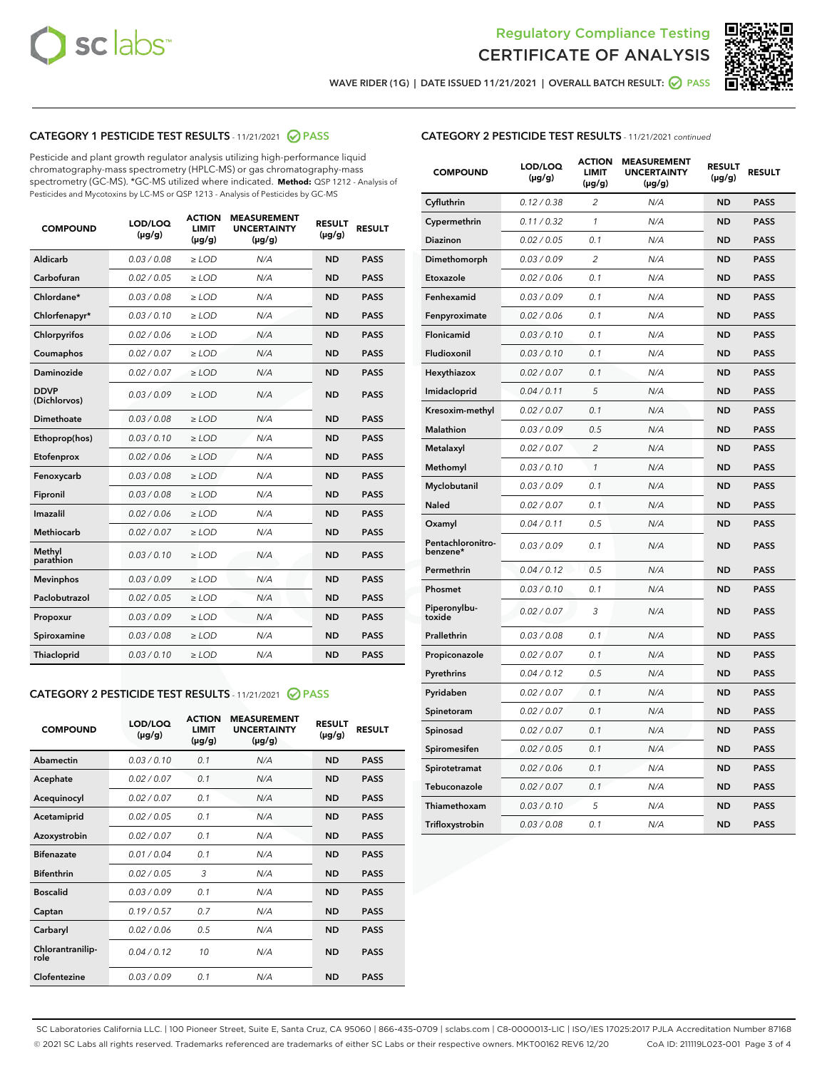Regulatory Compliance Testing

# CERTIFICATE OF ANALYSIS

WAVE RIDER (1G) | DATE ISSUED 11/21/2021 | OVERALL BATCH RESULT: PASS

## CATEGORY 1 PESTICIDE TEST RESULTS - 11/21/2021 PASS

Pesticide and plant growth regulator analysis utilizing high-performance liquid chromatography-mass spectrometry (HPLC-MS) or gas chromatography-mass spectrometry (GC-MS). *GC-MS utilized where indicated. **Method:** QSP 1212 - Analysis of Pesticides and Mycotoxins by LC-MS or QSP 1213 - Analysis of Pesticides by GC-MS

| COMPOUND | LOD/LOQ (µg/g) | ACTION LIMIT (µg/g) | MEASUREMENT UNCERTAINTY (µg/g) | RESULT (µg/g) | RESULT |
|---|---|---|---|---|---|
| Aldicarb | 0.03 / 0.08 | ≥ LOD | N/A | ND | PASS |
| Carbofuran | 0.02 / 0.05 | ≥ LOD | N/A | ND | PASS |
| Chlordane* | 0.03 / 0.08 | ≥ LOD | N/A | ND | PASS |
| Chlorfenapyr* | 0.03 / 0.10 | ≥ LOD | N/A | ND | PASS |
| Chlorpyrifos | 0.02 / 0.06 | ≥ LOD | N/A | ND | PASS |
| Coumaphos | 0.02 / 0.07 | ≥ LOD | N/A | ND | PASS |
| Daminozide | 0.02 / 0.07 | ≥ LOD | N/A | ND | PASS |
| DDVP (Dichlorvos) | 0.03 / 0.09 | ≥ LOD | N/A | ND | PASS |
| Dimethoate | 0.03 / 0.08 | ≥ LOD | N/A | ND | PASS |
| Ethoprop(hos) | 0.03 / 0.10 | ≥ LOD | N/A | ND | PASS |
| Etofenprox | 0.02 / 0.06 | ≥ LOD | N/A | ND | PASS |
| Fenoxycarb | 0.03 / 0.08 | ≥ LOD | N/A | ND | PASS |
| Fipronil | 0.03 / 0.08 | ≥ LOD | N/A | ND | PASS |
| Imazalil | 0.02 / 0.06 | ≥ LOD | N/A | ND | PASS |
| Methiocarb | 0.02 / 0.07 | ≥ LOD | N/A | ND | PASS |
| Methyl parathion | 0.03 / 0.10 | ≥ LOD | N/A | ND | PASS |
| Mevinphos | 0.03 / 0.09 | ≥ LOD | N/A | ND | PASS |
| Paclobutrazol | 0.02 / 0.05 | ≥ LOD | N/A | ND | PASS |
| Propoxur | 0.03 / 0.09 | ≥ LOD | N/A | ND | PASS |
| Spiroxamine | 0.03 / 0.08 | ≥ LOD | N/A | ND | PASS |
| Thiacloprid | 0.03 / 0.10 | ≥ LOD | N/A | ND | PASS |

## CATEGORY 2 PESTICIDE TEST RESULTS - 11/21/2021 PASS

| COMPOUND | LOD/LOQ (µg/g) | ACTION LIMIT (µg/g) | MEASUREMENT UNCERTAINTY (µg/g) | RESULT (µg/g) | RESULT |
|---|---|---|---|---|---|
| Abamectin | 0.03 / 0.10 | 0.1 | N/A | ND | PASS |
| Acephate | 0.02 / 0.07 | 0.1 | N/A | ND | PASS |
| Acequinocyl | 0.02 / 0.07 | 0.1 | N/A | ND | PASS |
| Acetamiprid | 0.02 / 0.05 | 0.1 | N/A | ND | PASS |
| Azoxystrobin | 0.02 / 0.07 | 0.1 | N/A | ND | PASS |
| Bifenazate | 0.01 / 0.04 | 0.1 | N/A | ND | PASS |
| Bifenthrin | 0.02 / 0.05 | 3 | N/A | ND | PASS |
| Boscalid | 0.03 / 0.09 | 0.1 | N/A | ND | PASS |
| Captan | 0.19 / 0.57 | 0.7 | N/A | ND | PASS |
| Carbaryl | 0.02 / 0.06 | 0.5 | N/A | ND | PASS |
| Chlorantraniliprole | 0.04 / 0.12 | 10 | N/A | ND | PASS |
| Clofentezine | 0.03 / 0.09 | 0.1 | N/A | ND | PASS |
| Cyfluthrin | 0.12 / 0.38 | 2 | N/A | ND | PASS |
| Cypermethrin | 0.11 / 0.32 | 1 | N/A | ND | PASS |
| Diazinon | 0.02 / 0.05 | 0.1 | N/A | ND | PASS |
| Dimethomorph | 0.03 / 0.09 | 2 | N/A | ND | PASS |
| Etoxazole | 0.02 / 0.06 | 0.1 | N/A | ND | PASS |
| Fenhexamid | 0.03 / 0.09 | 0.1 | N/A | ND | PASS |
| Fenpyroximate | 0.02 / 0.06 | 0.1 | N/A | ND | PASS |
| Flonicamid | 0.03 / 0.10 | 0.1 | N/A | ND | PASS |
| Fludioxonil | 0.03 / 0.10 | 0.1 | N/A | ND | PASS |
| Hexythiazox | 0.02 / 0.07 | 0.1 | N/A | ND | PASS |
| Imidacloprid | 0.04 / 0.11 | 5 | N/A | ND | PASS |
| Kresoxim-methyl | 0.02 / 0.07 | 0.1 | N/A | ND | PASS |
| Malathion | 0.03 / 0.09 | 0.5 | N/A | ND | PASS |
| Metalaxyl | 0.02 / 0.07 | 2 | N/A | ND | PASS |
| Methomyl | 0.03 / 0.10 | 1 | N/A | ND | PASS |
| Myclobutanil | 0.03 / 0.09 | 0.1 | N/A | ND | PASS |
| Naled | 0.02 / 0.07 | 0.1 | N/A | ND | PASS |
| Oxamyl | 0.04 / 0.11 | 0.5 | N/A | ND | PASS |
| Pentachloronitrobenzene* | 0.03 / 0.09 | 0.1 | N/A | ND | PASS |
| Permethrin | 0.04 / 0.12 | 0.5 | N/A | ND | PASS |
| Phosmet | 0.03 / 0.10 | 0.1 | N/A | ND | PASS |
| Piperonylbutoxide | 0.02 / 0.07 | 3 | N/A | ND | PASS |
| Prallethrin | 0.03 / 0.08 | 0.1 | N/A | ND | PASS |
| Propiconazole | 0.02 / 0.07 | 0.1 | N/A | ND | PASS |
| Pyrethrins | 0.04 / 0.12 | 0.5 | N/A | ND | PASS |
| Pyridaben | 0.02 / 0.07 | 0.1 | N/A | ND | PASS |
| Spinetoram | 0.02 / 0.07 | 0.1 | N/A | ND | PASS |
| Spinosad | 0.02 / 0.07 | 0.1 | N/A | ND | PASS |
| Spiromesifen | 0.02 / 0.05 | 0.1 | N/A | ND | PASS |
| Spirotetramat | 0.02 / 0.06 | 0.1 | N/A | ND | PASS |
| Tebuconazole | 0.02 / 0.07 | 0.1 | N/A | ND | PASS |
| Thiamethoxam | 0.03 / 0.10 | 5 | N/A | ND | PASS |
| Trifloxystrobin | 0.03 / 0.08 | 0.1 | N/A | ND | PASS |

SC Laboratories California LLC. | 100 Pioneer Street, Suite E, Santa Cruz, CA 95060 | 866-435-0709 | sclabs.com | C8-0000013-LIC | ISO/IES 17025:2017 PJLA Accreditation Number 87168
© 2021 SC Labs all rights reserved. Trademarks referenced are trademarks of either SC Labs or their respective owners. MKT00162 REV6 12/20 CoA ID: 211119L023-001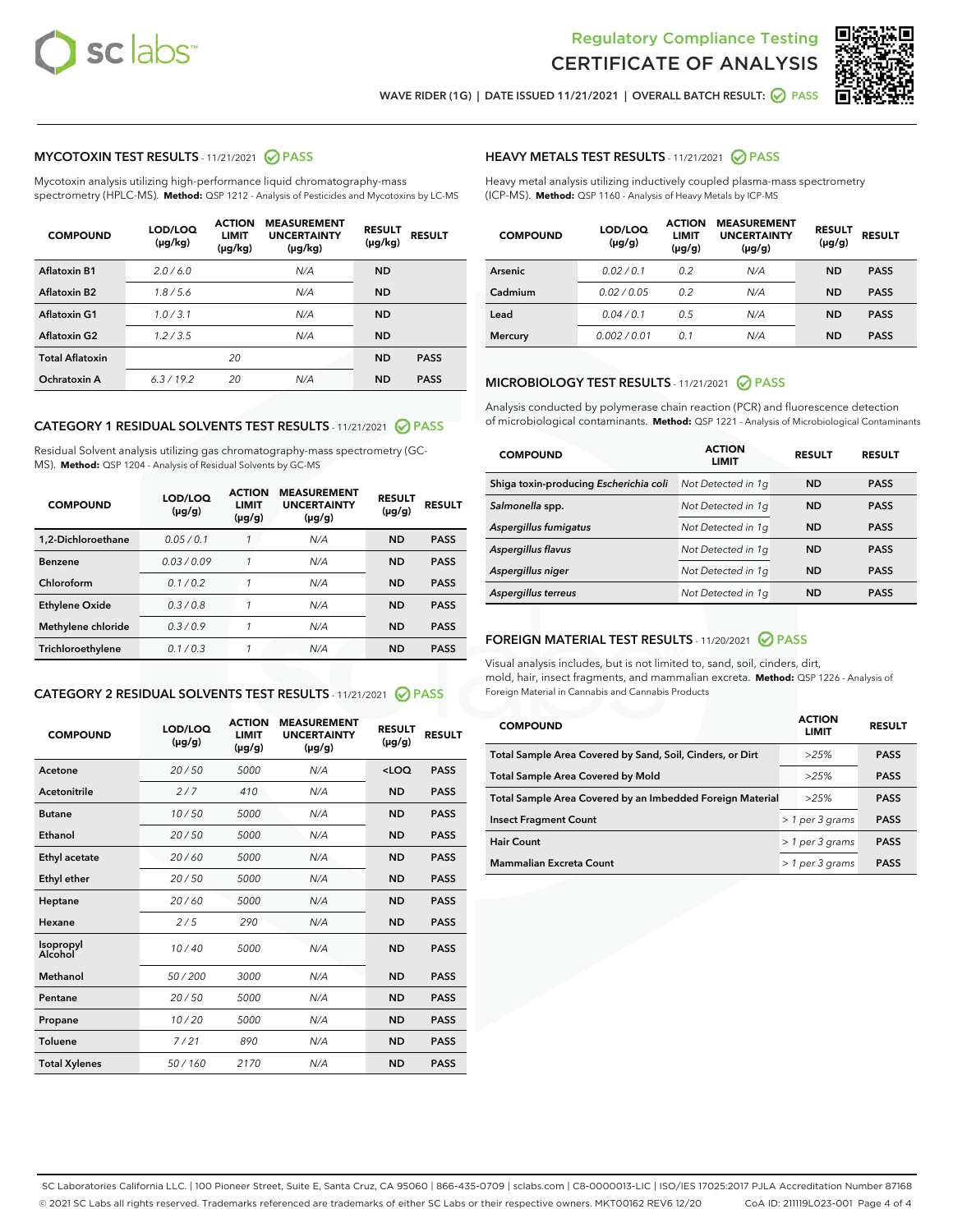Regulatory Compliance Testing
# CERTIFICATE OF ANALYSIS

WAVE RIDER (1G) | DATE ISSUED 11/21/2021 | OVERALL BATCH RESULT: PASS

## MYCOTOXIN TEST RESULTS - 11/21/2021 PASS

Mycotoxin analysis utilizing high-performance liquid chromatography-mass spectrometry (HPLC-MS). **Method:** QSP 1212 - Analysis of Pesticides and Mycotoxins by LC-MS

| COMPOUND | LOD/LOQ (µg/kg) | ACTION LIMIT (µg/kg) | MEASUREMENT UNCERTAINTY (µg/kg) | RESULT (µg/kg) | RESULT |
|---|---|---|---|---|---|
| Aflatoxin B1 | 2.0 / 6.0 | | N/A | ND | |
| Aflatoxin B2 | 1.8 / 5.6 | | N/A | ND | |
| Aflatoxin G1 | 1.0 / 3.1 | | N/A | ND | |
| Aflatoxin G2 | 1.2 / 3.5 | | N/A | ND | |
| Total Aflatoxin | | 20 | | ND | PASS |
| Ochratoxin A | 6.3 / 19.2 | 20 | N/A | ND | PASS |

## CATEGORY 1 RESIDUAL SOLVENTS TEST RESULTS - 11/21/2021 PASS

Residual Solvent analysis utilizing gas chromatography-mass spectrometry (GC-MS). **Method:** QSP 1204 - Analysis of Residual Solvents by GC-MS

| COMPOUND | LOD/LOQ (µg/g) | ACTION LIMIT (µg/g) | MEASUREMENT UNCERTAINTY (µg/g) | RESULT (µg/g) | RESULT |
|---|---|---|---|---|---|
| 1,2-Dichloroethane | 0.05 / 0.1 | 1 | N/A | ND | PASS |
| Benzene | 0.03 / 0.09 | 1 | N/A | ND | PASS |
| Chloroform | 0.1 / 0.2 | 1 | N/A | ND | PASS |
| Ethylene Oxide | 0.3 / 0.8 | 1 | N/A | ND | PASS |
| Methylene chloride | 0.3 / 0.9 | 1 | N/A | ND | PASS |
| Trichloroethylene | 0.1 / 0.3 | 1 | N/A | ND | PASS |

## CATEGORY 2 RESIDUAL SOLVENTS TEST RESULTS - 11/21/2021 PASS

| COMPOUND | LOD/LOQ (µg/g) | ACTION LIMIT (µg/g) | MEASUREMENT UNCERTAINTY (µg/g) | RESULT (µg/g) | RESULT |
|---|---|---|---|---|---|
| Acetone | 20 / 50 | 5000 | N/A | <LOQ | PASS |
| Acetonitrile | 2 / 7 | 410 | N/A | ND | PASS |
| Butane | 10 / 50 | 5000 | N/A | ND | PASS |
| Ethanol | 20 / 50 | 5000 | N/A | ND | PASS |
| Ethyl acetate | 20 / 60 | 5000 | N/A | ND | PASS |
| Ethyl ether | 20 / 50 | 5000 | N/A | ND | PASS |
| Heptane | 20 / 60 | 5000 | N/A | ND | PASS |
| Hexane | 2 / 5 | 290 | N/A | ND | PASS |
| Isopropyl Alcohol | 10 / 40 | 5000 | N/A | ND | PASS |
| Methanol | 50 / 200 | 3000 | N/A | ND | PASS |
| Pentane | 20 / 50 | 5000 | N/A | ND | PASS |
| Propane | 10 / 20 | 5000 | N/A | ND | PASS |
| Toluene | 7 / 21 | 890 | N/A | ND | PASS |
| Total Xylenes | 50 / 160 | 2170 | N/A | ND | PASS |

## HEAVY METALS TEST RESULTS - 11/21/2021 PASS

Heavy metal analysis utilizing inductively coupled plasma-mass spectrometry (ICP-MS). **Method:** QSP 1160 - Analysis of Heavy Metals by ICP-MS

| COMPOUND | LOD/LOQ (µg/g) | ACTION LIMIT (µg/g) | MEASUREMENT UNCERTAINTY (µg/g) | RESULT (µg/g) | RESULT |
|---|---|---|---|---|---|
| Arsenic | 0.02 / 0.1 | 0.2 | N/A | ND | PASS |
| Cadmium | 0.02 / 0.05 | 0.2 | N/A | ND | PASS |
| Lead | 0.04 / 0.1 | 0.5 | N/A | ND | PASS |
| Mercury | 0.002 / 0.01 | 0.1 | N/A | ND | PASS |

## MICROBIOLOGY TEST RESULTS - 11/21/2021 PASS

Analysis conducted by polymerase chain reaction (PCR) and fluorescence detection of microbiological contaminants. **Method:** QSP 1221 - Analysis of Microbiological Contaminants

| COMPOUND | ACTION LIMIT | RESULT | RESULT |
|---|---|---|---|
| Shiga toxin-producing *Escherichia coli* | Not Detected in 1g | ND | PASS |
| *Salmonella* spp. | Not Detected in 1g | ND | PASS |
| *Aspergillus fumigatus* | Not Detected in 1g | ND | PASS |
| *Aspergillus flavus* | Not Detected in 1g | ND | PASS |
| *Aspergillus niger* | Not Detected in 1g | ND | PASS |
| *Aspergillus terreus* | Not Detected in 1g | ND | PASS |

## FOREIGN MATERIAL TEST RESULTS - 11/20/2021 PASS

Visual analysis includes, but is not limited to, sand, soil, cinders, dirt, mold, hair, insect fragments, and mammalian excreta. **Method:** QSP 1226 - Analysis of Foreign Material in Cannabis and Cannabis Products

| COMPOUND | ACTION LIMIT | RESULT |
|---|---|---|
| Total Sample Area Covered by Sand, Soil, Cinders, or Dirt | >25% | PASS |
| Total Sample Area Covered by Mold | >25% | PASS |
| Total Sample Area Covered by an Imbedded Foreign Material | >25% | PASS |
| Insect Fragment Count | > 1 per 3 grams | PASS |
| Hair Count | > 1 per 3 grams | PASS |
| Mammalian Excreta Count | > 1 per 3 grams | PASS |

SC Laboratories California LLC. | 100 Pioneer Street, Suite E, Santa Cruz, CA 95060 | 866-435-0709 | sclabs.com | C8-0000013-LIC | ISO/IES 17025:2017 PJLA Accreditation Number 87168
© 2021 SC Labs all rights reserved. Trademarks referenced are trademarks of either SC Labs or their respective owners. MKT00162 REV6 12/20 CoA ID: 211119L023-001